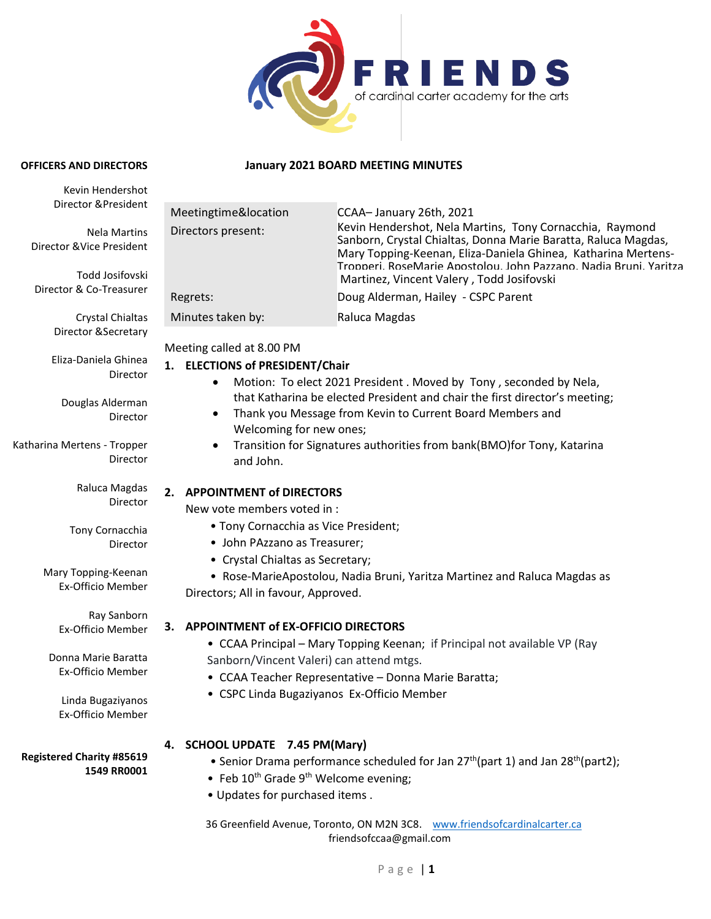**FRIENDS**
of cardinal carter academy for the arts

**OFFICERS AND DIRECTORS**

Kevin Hendershot
Director &President

Nela Martins
Director &Vice President

Todd Josifovski
Director & Co-Treasurer

Crystal Chialtas
Director &Secretary

Eliza-Daniela Ghinea
Director

Douglas Alderman
Director

Katharina Mertens - Tropper
Director

Raluca Magdas
Director

Tony Cornacchia
Director

Mary Topping-Keenan
Ex-Officio Member

Ray Sanborn
Ex-Officio Member

Donna Marie Baratta
Ex-Officio Member

Linda Bugaziyanos
Ex-Officio Member

**Registered Charity #85619 1549 RR0001**

## January 2021 BOARD MEETING MINUTES

| | |
|---|---|
| Meetingtime&location | CCAA– January 26th, 2021 |
| Directors present: | Kevin Hendershot, Nela Martins, Tony Cornacchia, Raymond Sanborn, Crystal Chialtas, Donna Marie Baratta, Raluca Magdas, Mary Topping-Keenan, Eliza-Daniela Ghinea, Katharina Mertens-Tropperi, RoseMarie Apostolou, John Pazzano, Nadia Bruni, Yaritza Martinez, Vincent Valery , Todd Josifovski |
| Regrets: | Doug Alderman, Hailey - CSPC Parent |
| Minutes taken by: | Raluca Magdas |

Meeting called at 8.00 PM

### 1. ELECTIONS of PRESIDENT/Chair

- Motion: To elect 2021 President . Moved by Tony , seconded by Nela, that Katharina be elected President and chair the first director's meeting;
- Thank you Message from Kevin to Current Board Members and Welcoming for new ones;
- Transition for Signatures authorities from bank(BMO)for Tony, Katarina and John.

### 2. APPOINTMENT of DIRECTORS

New vote members voted in :

- Tony Cornacchia as Vice President;
- John PAzzano as Treasurer;
- Crystal Chialtas as Secretary;
- Rose-MarieApostolou, Nadia Bruni, Yaritza Martinez and Raluca Magdas as Directors; All in favour, Approved.

### 3. APPOINTMENT of EX-OFFICIO DIRECTORS

- CCAA Principal – Mary Topping Keenan; if Principal not available VP (Ray Sanborn/Vincent Valeri) can attend mtgs.
- CCAA Teacher Representative – Donna Marie Baratta;
- CSPC Linda Bugaziyanos Ex-Officio Member

### 4. SCHOOL UPDATE 7.45 PM(Mary)

- Senior Drama performance scheduled for Jan 27th(part 1) and Jan 28th(part2);
- Feb 10th Grade 9th Welcome evening;
- Updates for purchased items .

36 Greenfield Avenue, Toronto, ON M2N 3C8. www.friendsofcardinalcarter.ca
friendsofccaa@gmail.com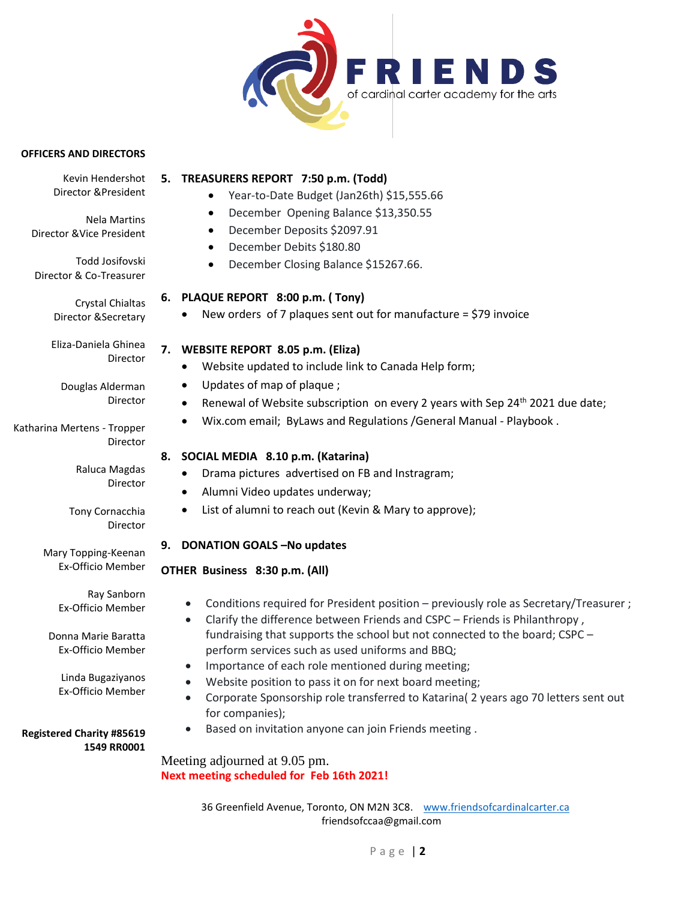**FRIENDS**
of cardinal carter academy for the arts

**OFFICERS AND DIRECTORS**

Kevin Hendershot
Director &President

Nela Martins
Director &Vice President

Todd Josifovski
Director & Co-Treasurer

Crystal Chialtas
Director &Secretary

Eliza-Daniela Ghinea
Director

Douglas Alderman
Director

Katharina Mertens - Tropper
Director

Raluca Magdas
Director

Tony Cornacchia
Director

Mary Topping-Keenan
Ex-Officio Member

Ray Sanborn
Ex-Officio Member

Donna Marie Baratta
Ex-Officio Member

Linda Bugaziyanos
Ex-Officio Member

**Registered Charity #85619 1549 RR0001**

**5. TREASURERS REPORT 7:50 p.m. (Todd)**

- Year-to-Date Budget (Jan26th) $15,555.66
- December Opening Balance $13,350.55
- December Deposits $2097.91
- December Debits $180.80
- December Closing Balance $15267.66.

**6. PLAQUE REPORT 8:00 p.m. ( Tony)**

- New orders of 7 plaques sent out for manufacture = $79 invoice

**7. WEBSITE REPORT 8.05 p.m. (Eliza)**

- Website updated to include link to Canada Help form;
- Updates of map of plaque ;
- Renewal of Website subscription on every 2 years with Sep 24th 2021 due date;
- Wix.com email; ByLaws and Regulations /General Manual - Playbook .

**8. SOCIAL MEDIA 8.10 p.m. (Katarina)**

- Drama pictures advertised on FB and Instragram;
- Alumni Video updates underway;
- List of alumni to reach out (Kevin & Mary to approve);

**9. DONATION GOALS –No updates**

**OTHER Business 8:30 p.m. (All)**

- Conditions required for President position – previously role as Secretary/Treasurer ;
- Clarify the difference between Friends and CSPC – Friends is Philanthropy , fundraising that supports the school but not connected to the board; CSPC – perform services such as used uniforms and BBQ;
- Importance of each role mentioned during meeting;
- Website position to pass it on for next board meeting;
- Corporate Sponsorship role transferred to Katarina( 2 years ago 70 letters sent out for companies);
- Based on invitation anyone can join Friends meeting .

Meeting adjourned at 9.05 pm.

**Next meeting scheduled for Feb 16th 2021!**

36 Greenfield Avenue, Toronto, ON M2N 3C8. www.friendsofcardinalcarter.ca
friendsofccaa@gmail.com